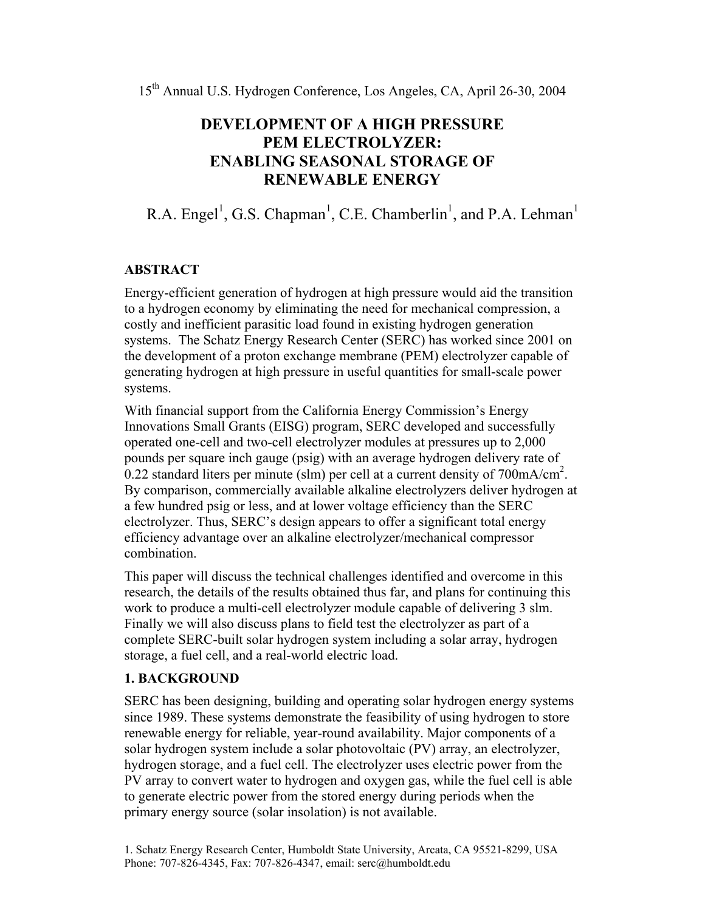15th Annual U.S. Hydrogen Conference, Los Angeles, CA, April 26-30, 2004

# DEVELOPMENT OF A HIGH PRESSURE PEM ELECTROLYZER: ENABLING SEASONAL STORAGE OF RENEWABLE ENERGY

R.A. Engel[1], G.S. Chapman[1], C.E. Chamberlin[1], and P.A. Lehman[1]

## ABSTRACT

Energy-efficient generation of hydrogen at high pressure would aid the transition to a hydrogen economy by eliminating the need for mechanical compression, a costly and inefficient parasitic load found in existing hydrogen generation systems. The Schatz Energy Research Center (SERC) has worked since 2001 on the development of a proton exchange membrane (PEM) electrolyzer capable of generating hydrogen at high pressure in useful quantities for small-scale power systems.

With financial support from the California Energy Commission's Energy Innovations Small Grants (EISG) program, SERC developed and successfully operated one-cell and two-cell electrolyzer modules at pressures up to 2,000 pounds per square inch gauge (psig) with an average hydrogen delivery rate of 0.22 standard liters per minute (slm) per cell at a current density of 700mA/cm$^2$. By comparison, commercially available alkaline electrolyzers deliver hydrogen at a few hundred psig or less, and at lower voltage efficiency than the SERC electrolyzer. Thus, SERC's design appears to offer a significant total energy efficiency advantage over an alkaline electrolyzer/mechanical compressor combination.

This paper will discuss the technical challenges identified and overcome in this research, the details of the results obtained thus far, and plans for continuing this work to produce a multi-cell electrolyzer module capable of delivering 3 slm. Finally we will also discuss plans to field test the electrolyzer as part of a complete SERC-built solar hydrogen system including a solar array, hydrogen storage, a fuel cell, and a real-world electric load.

## 1. BACKGROUND

SERC has been designing, building and operating solar hydrogen energy systems since 1989. These systems demonstrate the feasibility of using hydrogen to store renewable energy for reliable, year-round availability. Major components of a solar hydrogen system include a solar photovoltaic (PV) array, an electrolyzer, hydrogen storage, and a fuel cell. The electrolyzer uses electric power from the PV array to convert water to hydrogen and oxygen gas, while the fuel cell is able to generate electric power from the stored energy during periods when the primary energy source (solar insolation) is not available.

1. Schatz Energy Research Center, Humboldt State University, Arcata, CA 95521-8299, USA Phone: 707-826-4345, Fax: 707-826-4347, email: serc@humboldt.edu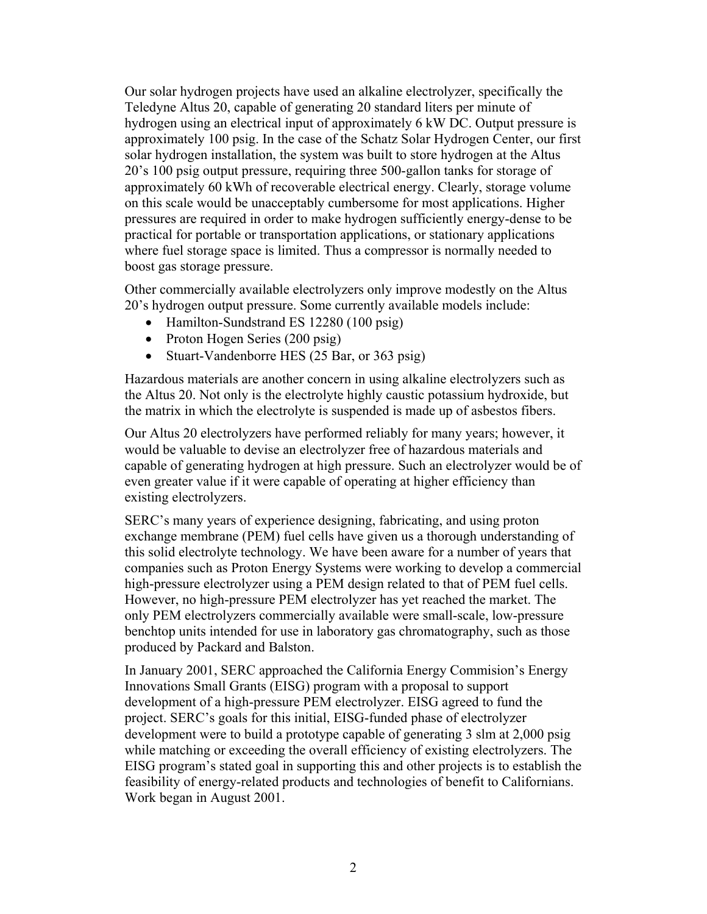Our solar hydrogen projects have used an alkaline electrolyzer, specifically the Teledyne Altus 20, capable of generating 20 standard liters per minute of hydrogen using an electrical input of approximately 6 kW DC. Output pressure is approximately 100 psig. In the case of the Schatz Solar Hydrogen Center, our first solar hydrogen installation, the system was built to store hydrogen at the Altus 20's 100 psig output pressure, requiring three 500-gallon tanks for storage of approximately 60 kWh of recoverable electrical energy. Clearly, storage volume on this scale would be unacceptably cumbersome for most applications. Higher pressures are required in order to make hydrogen sufficiently energy-dense to be practical for portable or transportation applications, or stationary applications where fuel storage space is limited. Thus a compressor is normally needed to boost gas storage pressure.

Other commercially available electrolyzers only improve modestly on the Altus 20's hydrogen output pressure. Some currently available models include:

- Hamilton-Sundstrand ES 12280 (100 psig)
- Proton Hogen Series (200 psig)
- Stuart-Vandenborre HES (25 Bar, or 363 psig)

Hazardous materials are another concern in using alkaline electrolyzers such as the Altus 20. Not only is the electrolyte highly caustic potassium hydroxide, but the matrix in which the electrolyte is suspended is made up of asbestos fibers.

Our Altus 20 electrolyzers have performed reliably for many years; however, it would be valuable to devise an electrolyzer free of hazardous materials and capable of generating hydrogen at high pressure. Such an electrolyzer would be of even greater value if it were capable of operating at higher efficiency than existing electrolyzers.

SERC's many years of experience designing, fabricating, and using proton exchange membrane (PEM) fuel cells have given us a thorough understanding of this solid electrolyte technology. We have been aware for a number of years that companies such as Proton Energy Systems were working to develop a commercial high-pressure electrolyzer using a PEM design related to that of PEM fuel cells. However, no high-pressure PEM electrolyzer has yet reached the market. The only PEM electrolyzers commercially available were small-scale, low-pressure benchtop units intended for use in laboratory gas chromatography, such as those produced by Packard and Balston.

In January 2001, SERC approached the California Energy Commision's Energy Innovations Small Grants (EISG) program with a proposal to support development of a high-pressure PEM electrolyzer. EISG agreed to fund the project. SERC's goals for this initial, EISG-funded phase of electrolyzer development were to build a prototype capable of generating 3 slm at 2,000 psig while matching or exceeding the overall efficiency of existing electrolyzers. The EISG program's stated goal in supporting this and other projects is to establish the feasibility of energy-related products and technologies of benefit to Californians. Work began in August 2001.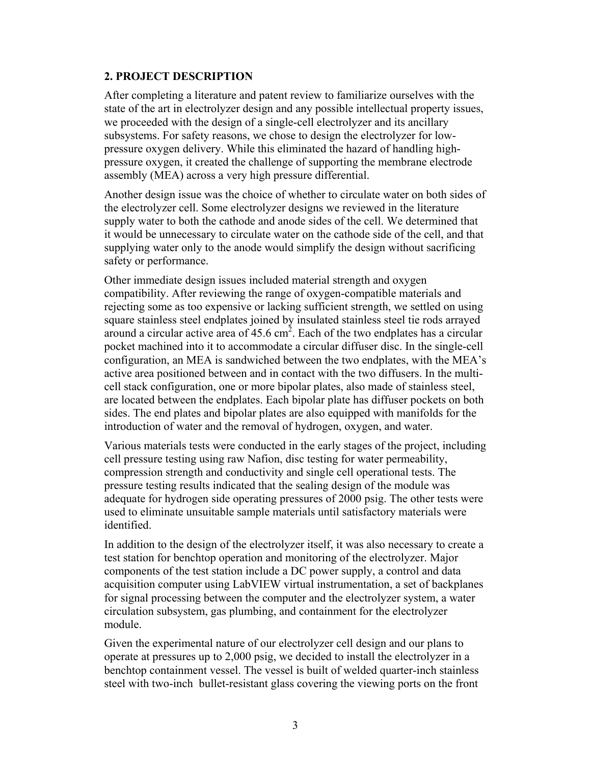## 2. PROJECT DESCRIPTION

After completing a literature and patent review to familiarize ourselves with the state of the art in electrolyzer design and any possible intellectual property issues, we proceeded with the design of a single-cell electrolyzer and its ancillary subsystems. For safety reasons, we chose to design the electrolyzer for low-pressure oxygen delivery. While this eliminated the hazard of handling high-pressure oxygen, it created the challenge of supporting the membrane electrode assembly (MEA) across a very high pressure differential.

Another design issue was the choice of whether to circulate water on both sides of the electrolyzer cell. Some electrolyzer designs we reviewed in the literature supply water to both the cathode and anode sides of the cell. We determined that it would be unnecessary to circulate water on the cathode side of the cell, and that supplying water only to the anode would simplify the design without sacrificing safety or performance.

Other immediate design issues included material strength and oxygen compatibility. After reviewing the range of oxygen-compatible materials and rejecting some as too expensive or lacking sufficient strength, we settled on using square stainless steel endplates joined by insulated stainless steel tie rods arrayed around a circular active area of 45.6 $cm^2$. Each of the two endplates has a circular pocket machined into it to accommodate a circular diffuser disc. In the single-cell configuration, an MEA is sandwiched between the two endplates, with the MEA's active area positioned between and in contact with the two diffusers. In the multi-cell stack configuration, one or more bipolar plates, also made of stainless steel, are located between the endplates. Each bipolar plate has diffuser pockets on both sides. The end plates and bipolar plates are also equipped with manifolds for the introduction of water and the removal of hydrogen, oxygen, and water.

Various materials tests were conducted in the early stages of the project, including cell pressure testing using raw Nafion, disc testing for water permeability, compression strength and conductivity and single cell operational tests. The pressure testing results indicated that the sealing design of the module was adequate for hydrogen side operating pressures of 2000 psig. The other tests were used to eliminate unsuitable sample materials until satisfactory materials were identified.

In addition to the design of the electrolyzer itself, it was also necessary to create a test station for benchtop operation and monitoring of the electrolyzer. Major components of the test station include a DC power supply, a control and data acquisition computer using LabVIEW virtual instrumentation, a set of backplanes for signal processing between the computer and the electrolyzer system, a water circulation subsystem, gas plumbing, and containment for the electrolyzer module.

Given the experimental nature of our electrolyzer cell design and our plans to operate at pressures up to 2,000 psig, we decided to install the electrolyzer in a benchtop containment vessel. The vessel is built of welded quarter-inch stainless steel with two-inch bullet-resistant glass covering the viewing ports on the front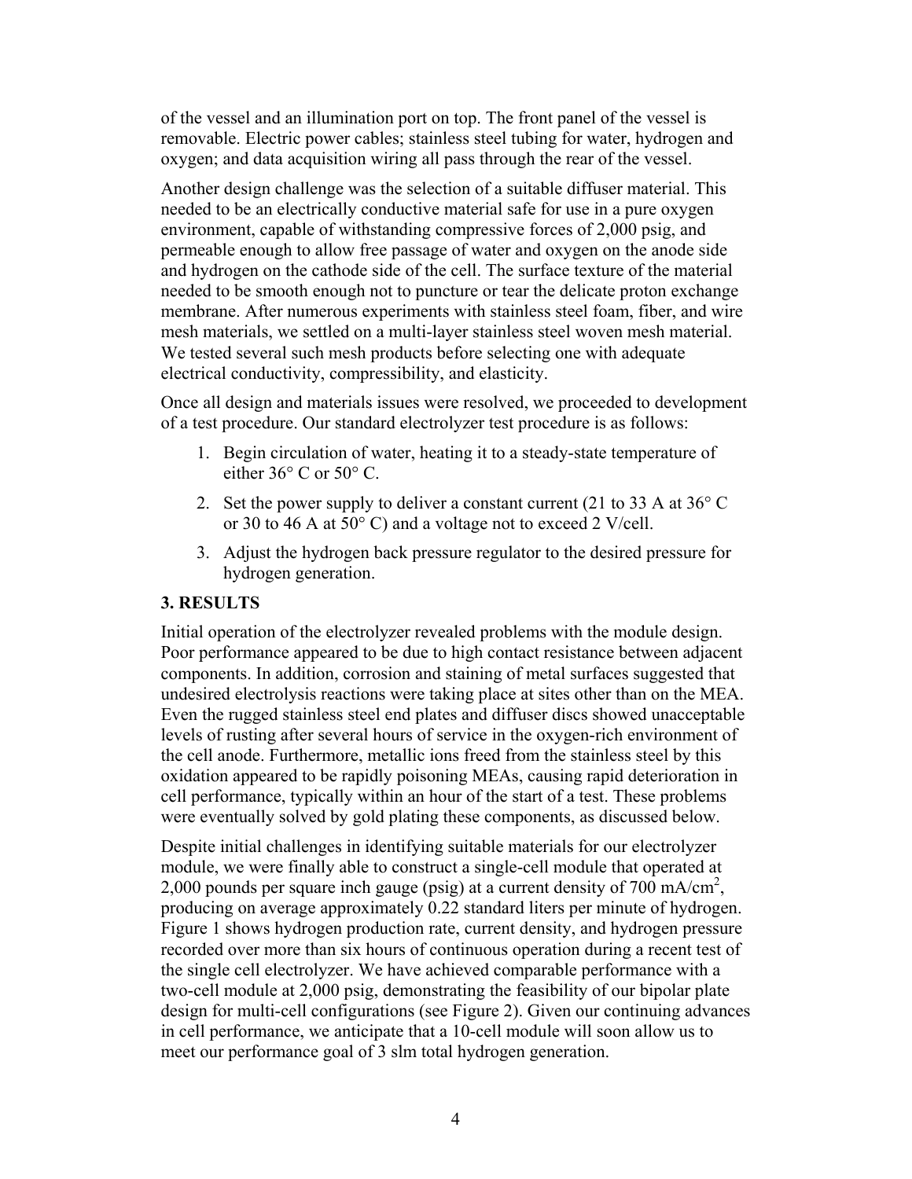of the vessel and an illumination port on top. The front panel of the vessel is removable. Electric power cables; stainless steel tubing for water, hydrogen and oxygen; and data acquisition wiring all pass through the rear of the vessel.

Another design challenge was the selection of a suitable diffuser material. This needed to be an electrically conductive material safe for use in a pure oxygen environment, capable of withstanding compressive forces of 2,000 psig, and permeable enough to allow free passage of water and oxygen on the anode side and hydrogen on the cathode side of the cell. The surface texture of the material needed to be smooth enough not to puncture or tear the delicate proton exchange membrane. After numerous experiments with stainless steel foam, fiber, and wire mesh materials, we settled on a multi-layer stainless steel woven mesh material. We tested several such mesh products before selecting one with adequate electrical conductivity, compressibility, and elasticity.

Once all design and materials issues were resolved, we proceeded to development of a test procedure. Our standard electrolyzer test procedure is as follows:

1. Begin circulation of water, heating it to a steady-state temperature of either 36° C or 50° C.
2. Set the power supply to deliver a constant current (21 to 33 A at 36° C or 30 to 46 A at 50° C) and a voltage not to exceed 2 V/cell.
3. Adjust the hydrogen back pressure regulator to the desired pressure for hydrogen generation.

## 3. RESULTS

Initial operation of the electrolyzer revealed problems with the module design. Poor performance appeared to be due to high contact resistance between adjacent components. In addition, corrosion and staining of metal surfaces suggested that undesired electrolysis reactions were taking place at sites other than on the MEA. Even the rugged stainless steel end plates and diffuser discs showed unacceptable levels of rusting after several hours of service in the oxygen-rich environment of the cell anode. Furthermore, metallic ions freed from the stainless steel by this oxidation appeared to be rapidly poisoning MEAs, causing rapid deterioration in cell performance, typically within an hour of the start of a test. These problems were eventually solved by gold plating these components, as discussed below.

Despite initial challenges in identifying suitable materials for our electrolyzer module, we were finally able to construct a single-cell module that operated at 2,000 pounds per square inch gauge (psig) at a current density of 700 mA/cm$^2$, producing on average approximately 0.22 standard liters per minute of hydrogen. Figure 1 shows hydrogen production rate, current density, and hydrogen pressure recorded over more than six hours of continuous operation during a recent test of the single cell electrolyzer. We have achieved comparable performance with a two-cell module at 2,000 psig, demonstrating the feasibility of our bipolar plate design for multi-cell configurations (see Figure 2). Given our continuing advances in cell performance, we anticipate that a 10-cell module will soon allow us to meet our performance goal of 3 slm total hydrogen generation.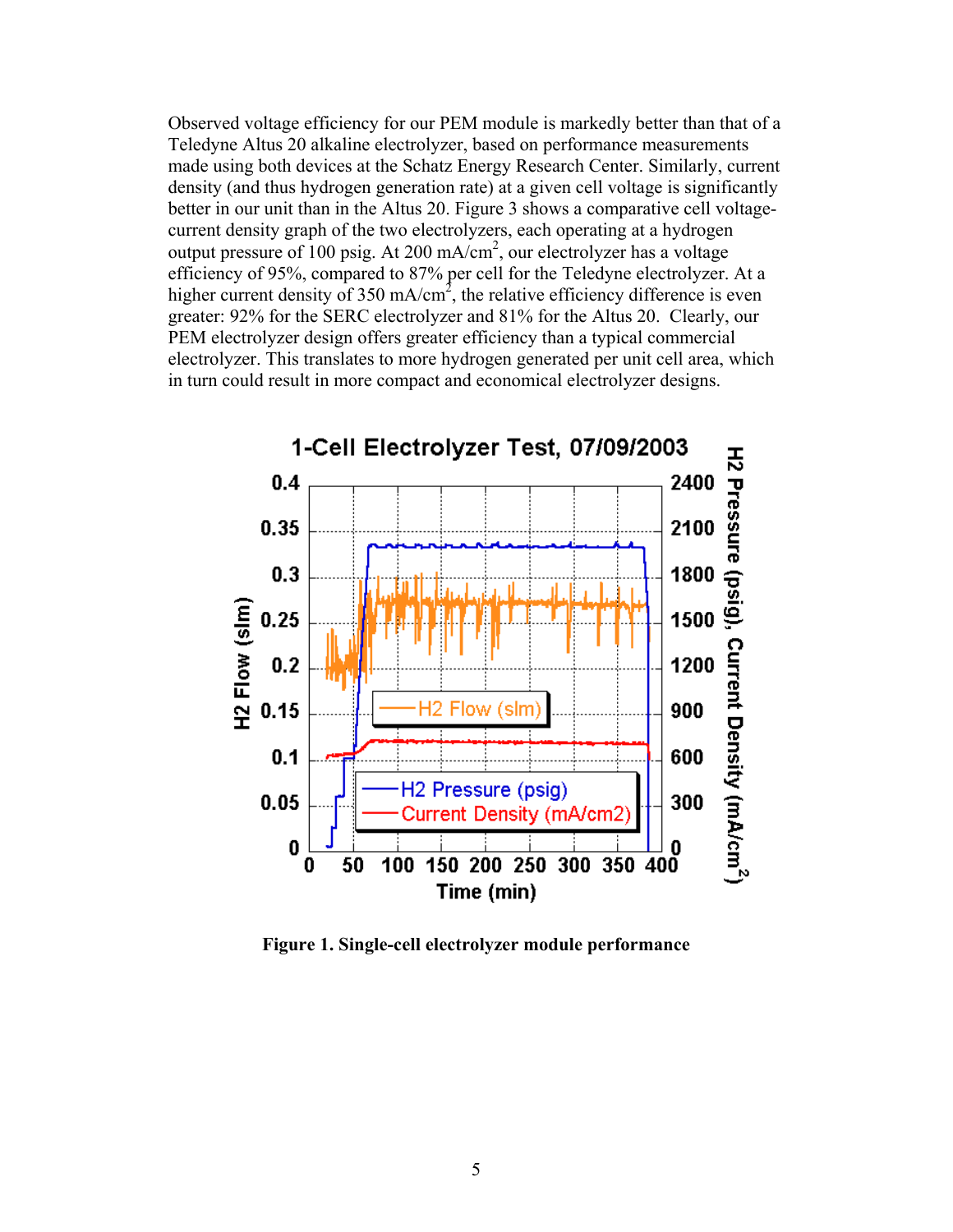Observed voltage efficiency for our PEM module is markedly better than that of a Teledyne Altus 20 alkaline electrolyzer, based on performance measurements made using both devices at the Schatz Energy Research Center. Similarly, current density (and thus hydrogen generation rate) at a given cell voltage is significantly better in our unit than in the Altus 20. Figure 3 shows a comparative cell voltage-current density graph of the two electrolyzers, each operating at a hydrogen output pressure of 100 psig. At 200 mA/cm$^2$, our electrolyzer has a voltage efficiency of 95%, compared to 87% per cell for the Teledyne electrolyzer. At a higher current density of 350 mA/cm$^2$, the relative efficiency difference is even greater: 92% for the SERC electrolyzer and 81% for the Altus 20. Clearly, our PEM electrolyzer design offers greater efficiency than a typical commercial electrolyzer. This translates to more hydrogen generated per unit cell area, which in turn could result in more compact and economical electrolyzer designs.

**Figure 1. Single-cell electrolyzer module performance**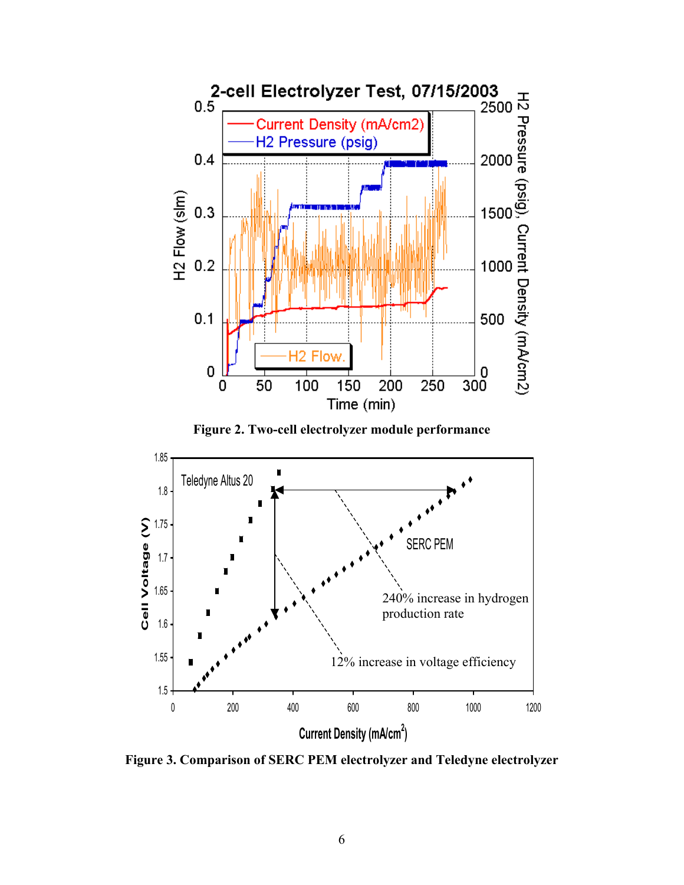**Figure 2. Two-cell electrolyzer module performance**

**Figure 3. Comparison of SERC PEM electrolyzer and Teledyne electrolyzer**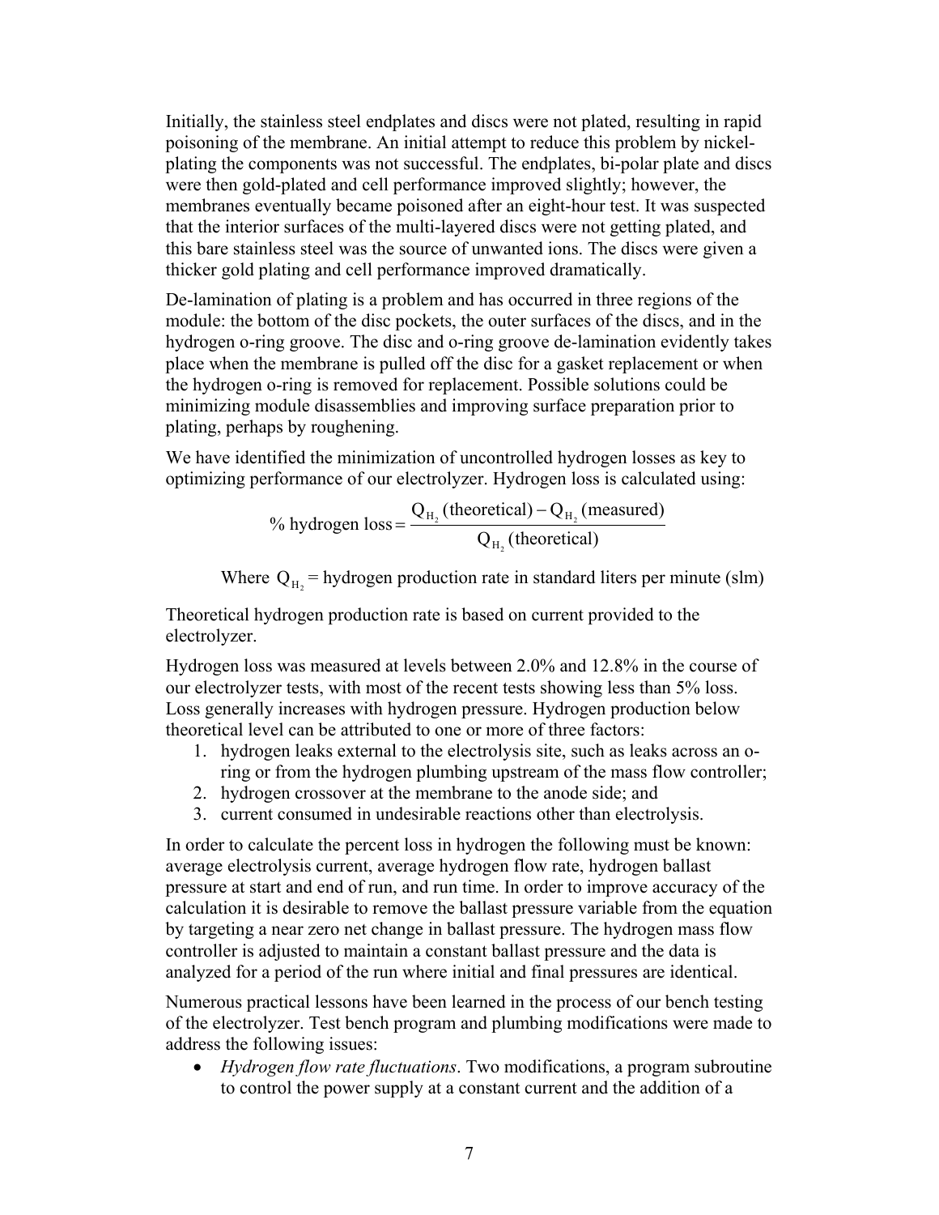Initially, the stainless steel endplates and discs were not plated, resulting in rapid poisoning of the membrane. An initial attempt to reduce this problem by nickel-plating the components was not successful. The endplates, bi-polar plate and discs were then gold-plated and cell performance improved slightly; however, the membranes eventually became poisoned after an eight-hour test. It was suspected that the interior surfaces of the multi-layered discs were not getting plated, and this bare stainless steel was the source of unwanted ions. The discs were given a thicker gold plating and cell performance improved dramatically.

De-lamination of plating is a problem and has occurred in three regions of the module: the bottom of the disc pockets, the outer surfaces of the discs, and in the hydrogen o-ring groove. The disc and o-ring groove de-lamination evidently takes place when the membrane is pulled off the disc for a gasket replacement or when the hydrogen o-ring is removed for replacement. Possible solutions could be minimizing module disassemblies and improving surface preparation prior to plating, perhaps by roughening.

We have identified the minimization of uncontrolled hydrogen losses as key to optimizing performance of our electrolyzer. Hydrogen loss is calculated using:

$$\%\ \text{hydrogen loss} = \frac{Q_{H_2}\,(\text{theoretical}) - Q_{H_2}\,(\text{measured})}{Q_{H_2}\,(\text{theoretical})}$$

Where $Q_{H_2}$ = hydrogen production rate in standard liters per minute (slm)

Theoretical hydrogen production rate is based on current provided to the electrolyzer.

Hydrogen loss was measured at levels between 2.0% and 12.8% in the course of our electrolyzer tests, with most of the recent tests showing less than 5% loss. Loss generally increases with hydrogen pressure. Hydrogen production below theoretical level can be attributed to one or more of three factors:

1. hydrogen leaks external to the electrolysis site, such as leaks across an o-ring or from the hydrogen plumbing upstream of the mass flow controller;
2. hydrogen crossover at the membrane to the anode side; and
3. current consumed in undesirable reactions other than electrolysis.

In order to calculate the percent loss in hydrogen the following must be known: average electrolysis current, average hydrogen flow rate, hydrogen ballast pressure at start and end of run, and run time. In order to improve accuracy of the calculation it is desirable to remove the ballast pressure variable from the equation by targeting a near zero net change in ballast pressure. The hydrogen mass flow controller is adjusted to maintain a constant ballast pressure and the data is analyzed for a period of the run where initial and final pressures are identical.

Numerous practical lessons have been learned in the process of our bench testing of the electrolyzer. Test bench program and plumbing modifications were made to address the following issues:

- *Hydrogen flow rate fluctuations*. Two modifications, a program subroutine to control the power supply at a constant current and the addition of a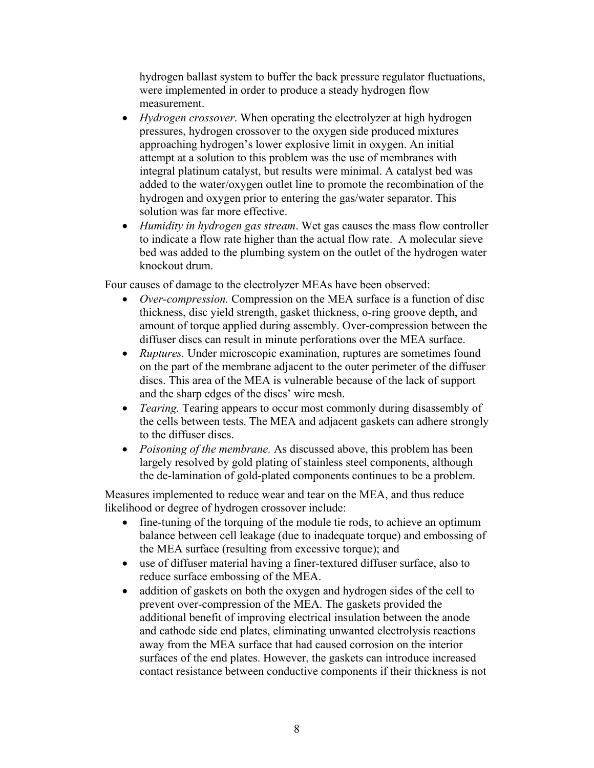hydrogen ballast system to buffer the back pressure regulator fluctuations, were implemented in order to produce a steady hydrogen flow measurement.

- *Hydrogen crossover*. When operating the electrolyzer at high hydrogen pressures, hydrogen crossover to the oxygen side produced mixtures approaching hydrogen's lower explosive limit in oxygen. An initial attempt at a solution to this problem was the use of membranes with integral platinum catalyst, but results were minimal. A catalyst bed was added to the water/oxygen outlet line to promote the recombination of the hydrogen and oxygen prior to entering the gas/water separator. This solution was far more effective.
- *Humidity in hydrogen gas stream*. Wet gas causes the mass flow controller to indicate a flow rate higher than the actual flow rate. A molecular sieve bed was added to the plumbing system on the outlet of the hydrogen water knockout drum.

Four causes of damage to the electrolyzer MEAs have been observed:

- *Over-compression.* Compression on the MEA surface is a function of disc thickness, disc yield strength, gasket thickness, o-ring groove depth, and amount of torque applied during assembly. Over-compression between the diffuser discs can result in minute perforations over the MEA surface.
- *Ruptures.* Under microscopic examination, ruptures are sometimes found on the part of the membrane adjacent to the outer perimeter of the diffuser discs. This area of the MEA is vulnerable because of the lack of support and the sharp edges of the discs' wire mesh.
- *Tearing.* Tearing appears to occur most commonly during disassembly of the cells between tests. The MEA and adjacent gaskets can adhere strongly to the diffuser discs.
- *Poisoning of the membrane.* As discussed above, this problem has been largely resolved by gold plating of stainless steel components, although the de-lamination of gold-plated components continues to be a problem.

Measures implemented to reduce wear and tear on the MEA, and thus reduce likelihood or degree of hydrogen crossover include:

- fine-tuning of the torquing of the module tie rods, to achieve an optimum balance between cell leakage (due to inadequate torque) and embossing of the MEA surface (resulting from excessive torque); and
- use of diffuser material having a finer-textured diffuser surface, also to reduce surface embossing of the MEA.
- addition of gaskets on both the oxygen and hydrogen sides of the cell to prevent over-compression of the MEA. The gaskets provided the additional benefit of improving electrical insulation between the anode and cathode side end plates, eliminating unwanted electrolysis reactions away from the MEA surface that had caused corrosion on the interior surfaces of the end plates. However, the gaskets can introduce increased contact resistance between conductive components if their thickness is not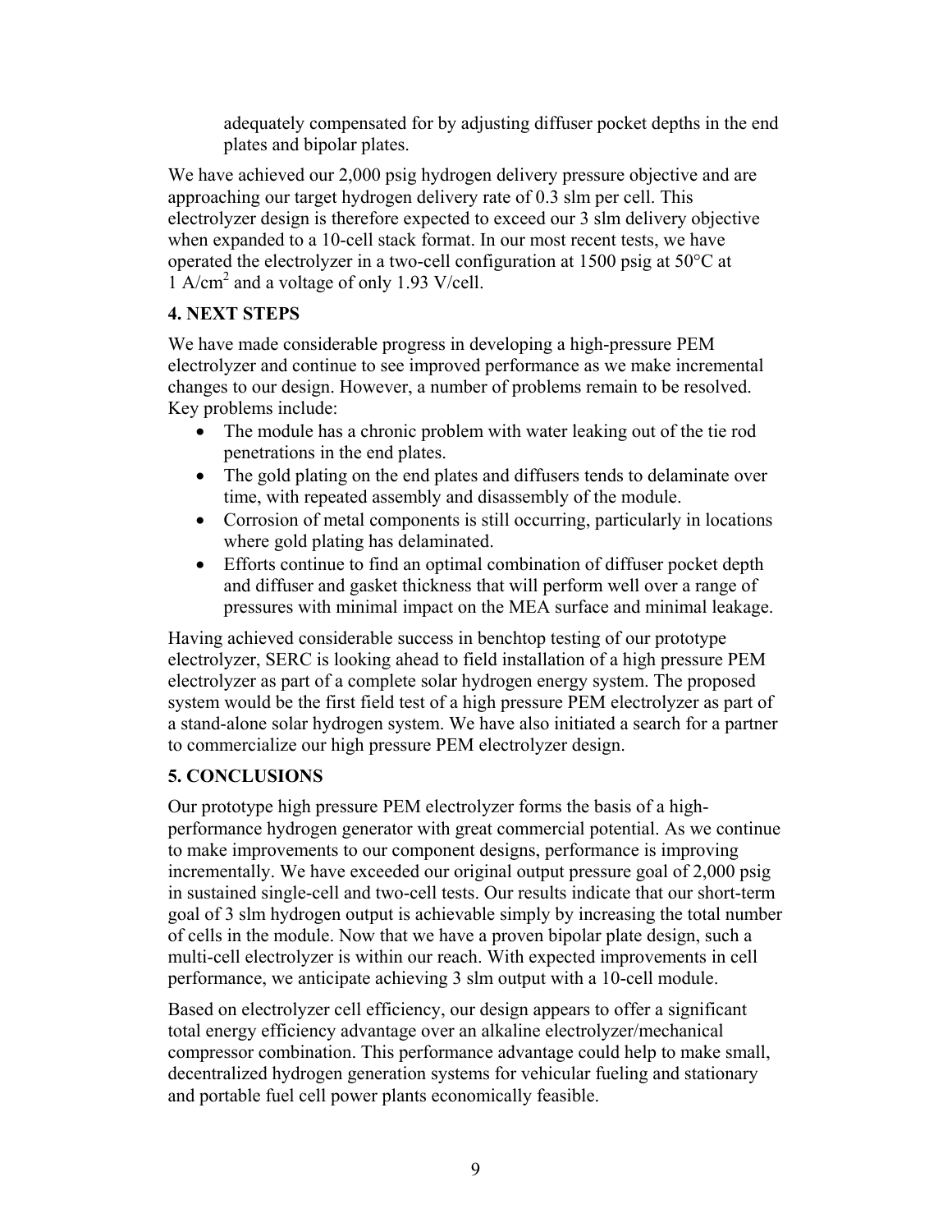adequately compensated for by adjusting diffuser pocket depths in the end plates and bipolar plates.

We have achieved our 2,000 psig hydrogen delivery pressure objective and are approaching our target hydrogen delivery rate of 0.3 slm per cell. This electrolyzer design is therefore expected to exceed our 3 slm delivery objective when expanded to a 10-cell stack format. In our most recent tests, we have operated the electrolyzer in a two-cell configuration at 1500 psig at 50°C at 1 $A/cm^2$ and a voltage of only 1.93 V/cell.

## 4. NEXT STEPS

We have made considerable progress in developing a high-pressure PEM electrolyzer and continue to see improved performance as we make incremental changes to our design. However, a number of problems remain to be resolved. Key problems include:

- The module has a chronic problem with water leaking out of the tie rod penetrations in the end plates.
- The gold plating on the end plates and diffusers tends to delaminate over time, with repeated assembly and disassembly of the module.
- Corrosion of metal components is still occurring, particularly in locations where gold plating has delaminated.
- Efforts continue to find an optimal combination of diffuser pocket depth and diffuser and gasket thickness that will perform well over a range of pressures with minimal impact on the MEA surface and minimal leakage.

Having achieved considerable success in benchtop testing of our prototype electrolyzer, SERC is looking ahead to field installation of a high pressure PEM electrolyzer as part of a complete solar hydrogen energy system. The proposed system would be the first field test of a high pressure PEM electrolyzer as part of a stand-alone solar hydrogen system. We have also initiated a search for a partner to commercialize our high pressure PEM electrolyzer design.

## 5. CONCLUSIONS

Our prototype high pressure PEM electrolyzer forms the basis of a high-performance hydrogen generator with great commercial potential. As we continue to make improvements to our component designs, performance is improving incrementally. We have exceeded our original output pressure goal of 2,000 psig in sustained single-cell and two-cell tests. Our results indicate that our short-term goal of 3 slm hydrogen output is achievable simply by increasing the total number of cells in the module. Now that we have a proven bipolar plate design, such a multi-cell electrolyzer is within our reach. With expected improvements in cell performance, we anticipate achieving 3 slm output with a 10-cell module.

Based on electrolyzer cell efficiency, our design appears to offer a significant total energy efficiency advantage over an alkaline electrolyzer/mechanical compressor combination. This performance advantage could help to make small, decentralized hydrogen generation systems for vehicular fueling and stationary and portable fuel cell power plants economically feasible.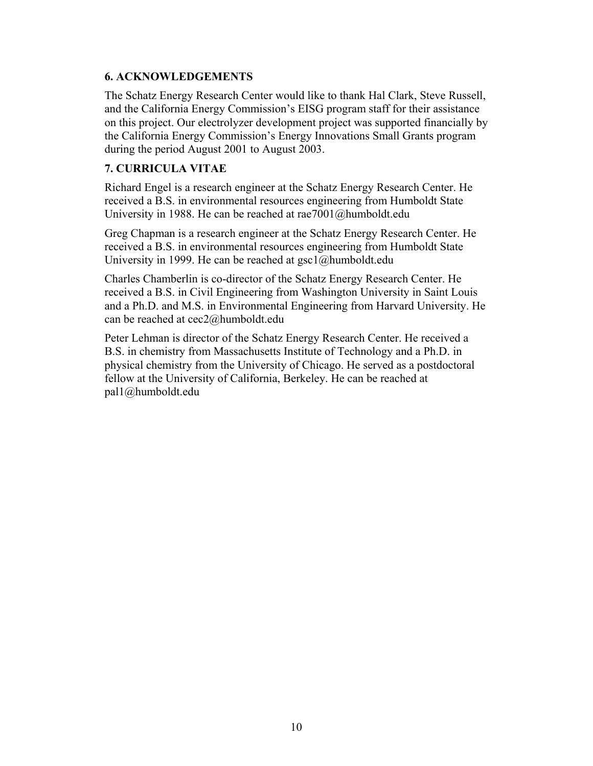## 6. ACKNOWLEDGEMENTS

The Schatz Energy Research Center would like to thank Hal Clark, Steve Russell, and the California Energy Commission's EISG program staff for their assistance on this project. Our electrolyzer development project was supported financially by the California Energy Commission's Energy Innovations Small Grants program during the period August 2001 to August 2003.

## 7. CURRICULA VITAE

Richard Engel is a research engineer at the Schatz Energy Research Center. He received a B.S. in environmental resources engineering from Humboldt State University in 1988. He can be reached at rae7001@humboldt.edu

Greg Chapman is a research engineer at the Schatz Energy Research Center. He received a B.S. in environmental resources engineering from Humboldt State University in 1999. He can be reached at gsc1@humboldt.edu

Charles Chamberlin is co-director of the Schatz Energy Research Center. He received a B.S. in Civil Engineering from Washington University in Saint Louis and a Ph.D. and M.S. in Environmental Engineering from Harvard University. He can be reached at cec2@humboldt.edu

Peter Lehman is director of the Schatz Energy Research Center. He received a B.S. in chemistry from Massachusetts Institute of Technology and a Ph.D. in physical chemistry from the University of Chicago. He served as a postdoctoral fellow at the University of California, Berkeley. He can be reached at pal1@humboldt.edu